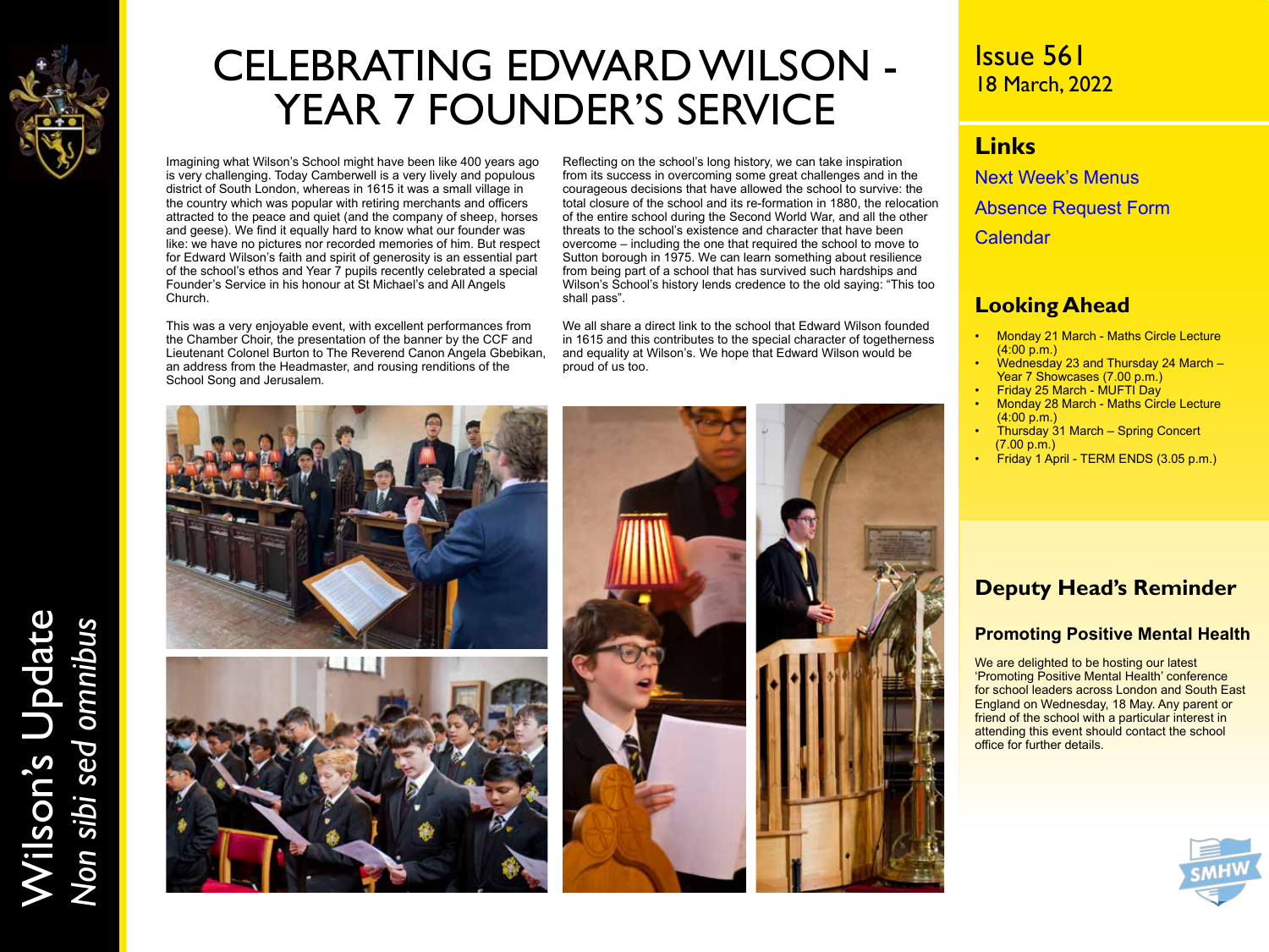# CELEBRATING EDWARD WILSON - YEAR 7 FOUNDER'S SERVICE

Imagining what Wilson's School might have been like 400 years ago is very challenging. Today Camberwell is a very lively and populous district of South London, whereas in 1615 it was a small village in the country which was popular with retiring merchants and officers attracted to the peace and quiet (and the company of sheep, horses and geese). We find it equally hard to know what our founder was like: we have no pictures nor recorded memories of him. But respect for Edward Wilson's faith and spirit of generosity is an essential part of the school's ethos and Year 7 pupils recently celebrated a special Founder's Service in his honour at St Michael's and All Angels Church.

This was a very enjoyable event, with excellent performances from the Chamber Choir, the presentation of the banner by the CCF and Lieutenant Colonel Burton to The Reverend Canon Angela Gbebikan, an address from the Headmaster, and rousing renditions of the School Song and Jerusalem.

Reflecting on the school's long history, we can take inspiration from its success in overcoming some great challenges and in the courageous decisions that have allowed the school to survive: the total closure of the school and its re-formation in 1880, the relocation of the entire school during the Second World War, and all the other threats to the school's existence and character that have been overcome – including the one that required the school to move to Sutton borough in 1975. We can learn something about resilience from being part of a school that has survived such hardships and Wilson's School's history lends credence to the old saying: "This too shall pass".

We all share a direct link to the school that Edward Wilson founded in 1615 and this contributes to the special character of togetherness and equality at Wilson's. We hope that Edward Wilson would be proud of us too.

Issue 561
18 March, 2022

## Links

Next Week's Menus

Absence Request Form

Calendar

## Looking Ahead

- Monday 21 March - Maths Circle Lecture (4:00 p.m.)
- Wednesday 23 and Thursday 24 March – Year 7 Showcases (7.00 p.m.)
- Friday 25 March - MUFTI Day
- Monday 28 March - Maths Circle Lecture (4:00 p.m.)
- Thursday 31 March – Spring Concert (7.00 p.m.)
- Friday 1 April - TERM ENDS (3.05 p.m.)

## Deputy Head's Reminder

### Promoting Positive Mental Health

We are delighted to be hosting our latest 'Promoting Positive Mental Health' conference for school leaders across London and South East England on Wednesday, 18 May. Any parent or friend of the school with a particular interest in attending this event should contact the school office for further details.

Wilson's Update
*Non sibi sed omnibus*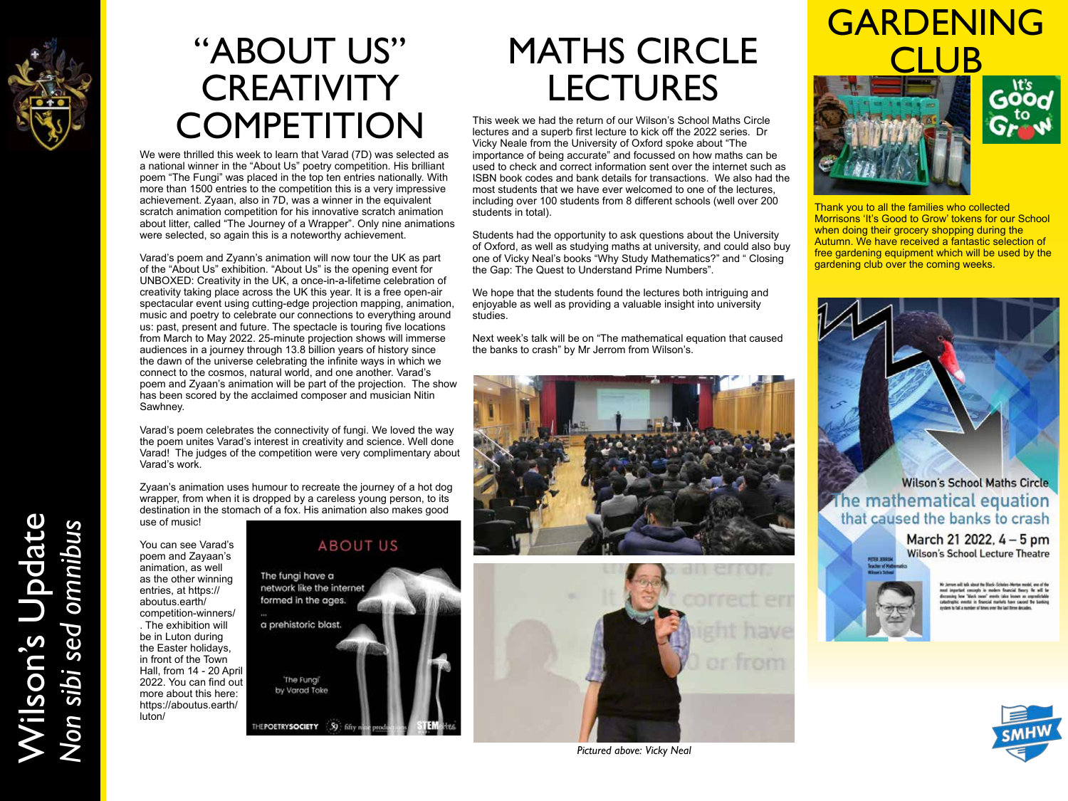# "ABOUT US" CREATIVITY COMPETITION

We were thrilled this week to learn that Varad (7D) was selected as a national winner in the "About Us" poetry competition. His brilliant poem "The Fungi" was placed in the top ten entries nationally. With more than 1500 entries to the competition this is a very impressive achievement. Zyaan, also in 7D, was a winner in the equivalent scratch animation competition for his innovative scratch animation about litter, called "The Journey of a Wrapper". Only nine animations were selected, so again this is a noteworthy achievement.

Varad's poem and Zyann's animation will now tour the UK as part of the "About Us" exhibition. "About Us" is the opening event for UNBOXED: Creativity in the UK, a once-in-a-lifetime celebration of creativity taking place across the UK this year. It is a free open-air spectacular event using cutting-edge projection mapping, animation, music and poetry to celebrate our connections to everything around us: past, present and future. The spectacle is touring five locations from March to May 2022. 25-minute projection shows will immerse audiences in a journey through 13.8 billion years of history since the dawn of the universe celebrating the infinite ways in which we connect to the cosmos, natural world, and one another. Varad's poem and Zyaan's animation will be part of the projection. The show has been scored by the acclaimed composer and musician Nitin Sawhney.

Varad's poem celebrates the connectivity of fungi. We loved the way the poem unites Varad's interest in creativity and science. Well done Varad! The judges of the competition were very complimentary about Varad's work.

Zyaan's animation uses humour to recreate the journey of a hot dog wrapper, from when it is dropped by a careless young person, to its destination in the stomach of a fox. His animation also makes good use of music!

You can see Varad's poem and Zayaan's animation, as well as the other winning entries, at https://aboutus.earth/competition-winners/. The exhibition will be in Luton during the Easter holidays, in front of the Town Hall, from 14 - 20 April 2022. You can find out more about this here: https://aboutus.earth/luton/

ABOUT US

The fungi have a network like the internet formed in the ages.

...

a prehistoric blast.

'The Fungi' by Varad Toke

# MATHS CIRCLE LECTURES

This week we had the return of our Wilson's School Maths Circle lectures and a superb first lecture to kick off the 2022 series. Dr Vicky Neale from the University of Oxford spoke about "The importance of being accurate" and focussed on how maths can be used to check and correct information sent over the internet such as ISBN book codes and bank details for transactions. We also had the most students that we have ever welcomed to one of the lectures, including over 100 students from 8 different schools (well over 200 students in total).

Students had the opportunity to ask questions about the University of Oxford, as well as studying maths at university, and could also buy one of Vicky Neal's books "Why Study Mathematics?" and " Closing the Gap: The Quest to Understand Prime Numbers".

We hope that the students found the lectures both intriguing and enjoyable as well as providing a valuable insight into university studies.

Next week's talk will be on "The mathematical equation that caused the banks to crash" by Mr Jerrom from Wilson's.

*Pictured above: Vicky Neal*

# GARDENING CLUB

Thank you to all the families who collected Morrisons 'It's Good to Grow' tokens for our School when doing their grocery shopping during the Autumn. We have received a fantastic selection of free gardening equipment which will be used by the gardening club over the coming weeks.

Wilson's School Maths Circle

The mathematical equation that caused the banks to crash

March 21 2022, 4 – 5 pm

Wilson's School Lecture Theatre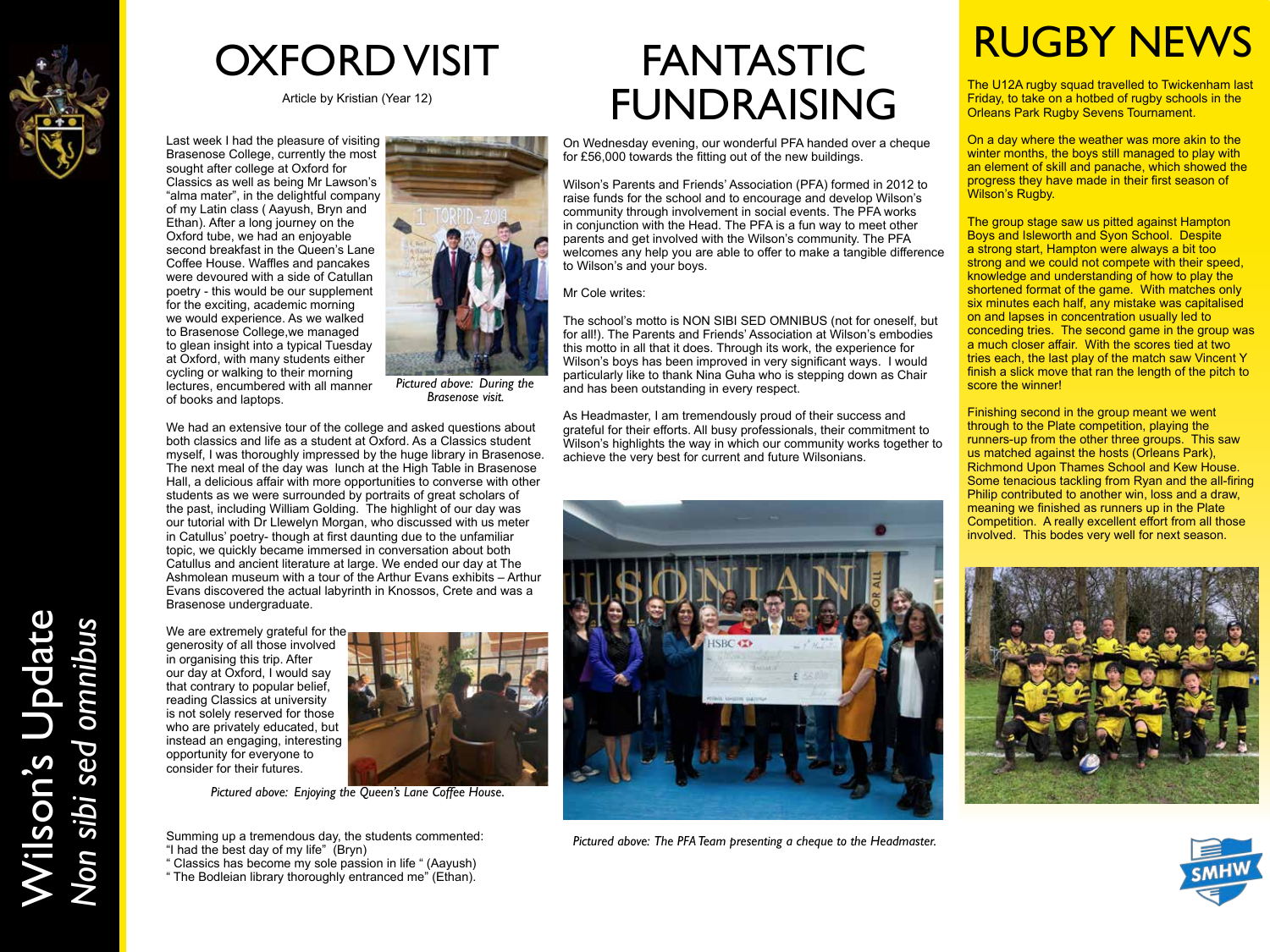# OXFORD VISIT

Article by Kristian (Year 12)

Last week I had the pleasure of visiting Brasenose College, currently the most sought after college at Oxford for Classics as well as being Mr Lawson's "alma mater", in the delightful company of my Latin class ( Aayush, Bryn and Ethan). After a long journey on the Oxford tube, we had an enjoyable second breakfast in the Queen's Lane Coffee House. Waffles and pancakes were devoured with a side of Catullan poetry - this would be our supplement for the exciting, academic morning we would experience. As we walked to Brasenose College,we managed to glean insight into a typical Tuesday at Oxford, with many students either cycling or walking to their morning lectures, encumbered with all manner of books and laptops.

*Pictured above: During the Brasenose visit.*

We had an extensive tour of the college and asked questions about both classics and life as a student at Oxford. As a Classics student myself, I was thoroughly impressed by the huge library in Brasenose. The next meal of the day was lunch at the High Table in Brasenose Hall, a delicious affair with more opportunities to converse with other students as we were surrounded by portraits of great scholars of the past, including William Golding. The highlight of our day was our tutorial with Dr Llewelyn Morgan, who discussed with us meter in Catullus' poetry- though at first daunting due to the unfamiliar topic, we quickly became immersed in conversation about both Catullus and ancient literature at large. We ended our day at The Ashmolean museum with a tour of the Arthur Evans exhibits – Arthur Evans discovered the actual labyrinth in Knossos, Crete and was a Brasenose undergraduate.

We are extremely grateful for the generosity of all those involved in organising this trip. After our day at Oxford, I would say that contrary to popular belief, reading Classics at university is not solely reserved for those who are privately educated, but instead an engaging, interesting opportunity for everyone to consider for their futures.

*Pictured above: Enjoying the Queen's Lane Coffee House.*

Summing up a tremendous day, the students commented:
"I had the best day of my life" (Bryn)
" Classics has become my sole passion in life " (Aayush)
" The Bodleian library thoroughly entranced me" (Ethan).

# FANTASTIC FUNDRAISING

On Wednesday evening, our wonderful PFA handed over a cheque for £56,000 towards the fitting out of the new buildings.

Wilson's Parents and Friends' Association (PFA) formed in 2012 to raise funds for the school and to encourage and develop Wilson's community through involvement in social events. The PFA works in conjunction with the Head. The PFA is a fun way to meet other parents and get involved with the Wilson's community. The PFA welcomes any help you are able to offer to make a tangible difference to Wilson's and your boys.

Mr Cole writes:

The school's motto is NON SIBI SED OMNIBUS (not for oneself, but for all!). The Parents and Friends' Association at Wilson's embodies this motto in all that it does. Through its work, the experience for Wilson's boys has been improved in very significant ways. I would particularly like to thank Nina Guha who is stepping down as Chair and has been outstanding in every respect.

As Headmaster, I am tremendously proud of their success and grateful for their efforts. All busy professionals, their commitment to Wilson's highlights the way in which our community works together to achieve the very best for current and future Wilsonians.

*Pictured above: The PFA Team presenting a cheque to the Headmaster.*

# RUGBY NEWS

The U12A rugby squad travelled to Twickenham last Friday, to take on a hotbed of rugby schools in the Orleans Park Rugby Sevens Tournament.

On a day where the weather was more akin to the winter months, the boys still managed to play with an element of skill and panache, which showed the progress they have made in their first season of Wilson's Rugby.

The group stage saw us pitted against Hampton Boys and Isleworth and Syon School. Despite a strong start, Hampton were always a bit too strong and we could not compete with their speed, knowledge and understanding of how to play the shortened format of the game. With matches only six minutes each half, any mistake was capitalised on and lapses in concentration usually led to conceding tries. The second game in the group was a much closer affair. With the scores tied at two tries each, the last play of the match saw Vincent Y finish a slick move that ran the length of the pitch to score the winner!

Finishing second in the group meant we went through to the Plate competition, playing the runners-up from the other three groups. This saw us matched against the hosts (Orleans Park), Richmond Upon Thames School and Kew House. Some tenacious tackling from Ryan and the all-firing Philip contributed to another win, loss and a draw, meaning we finished as runners up in the Plate Competition. A really excellent effort from all those involved. This bodes very well for next season.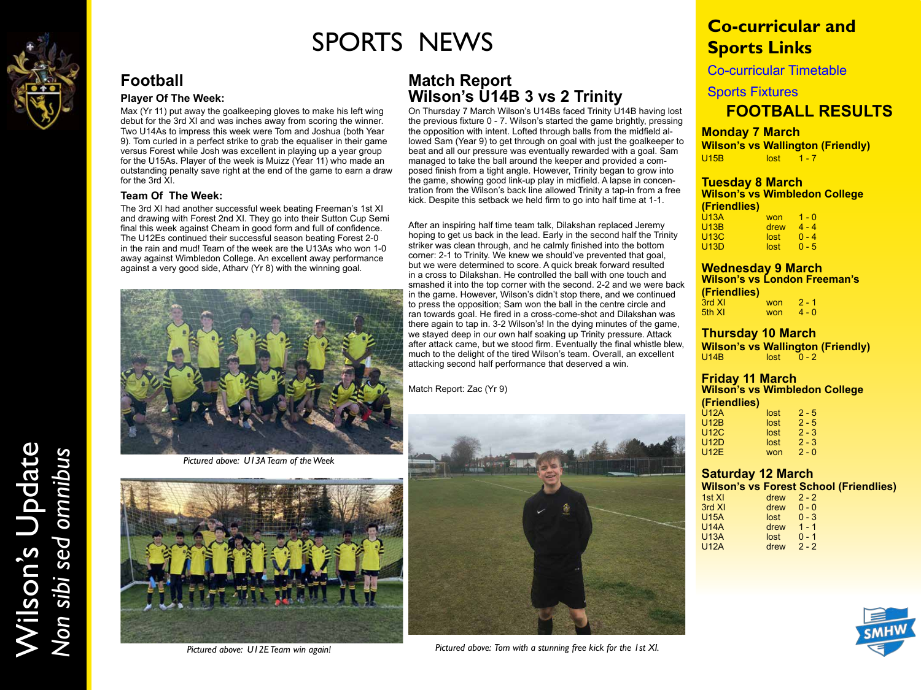# SPORTS NEWS

## Football

### Player Of The Week:

Max (Yr 11) put away the goalkeeping gloves to make his left wing debut for the 3rd XI and was inches away from scoring the winner. Two U14As to impress this week were Tom and Joshua (both Year 9). Tom curled in a perfect strike to grab the equaliser in their game versus Forest while Josh was excellent in playing up a year group for the U15As. Player of the week is Muizz (Year 11) who made an outstanding penalty save right at the end of the game to earn a draw for the 3rd XI.

### Team Of The Week:

The 3rd XI had another successful week beating Freeman's 1st XI and drawing with Forest 2nd XI. They go into their Sutton Cup Semi final this week against Cheam in good form and full of confidence. The U12Es continued their successful season beating Forest 2-0 in the rain and mud! Team of the week are the U13As who won 1-0 away against Wimbledon College. An excellent away performance against a very good side, Atharv (Yr 8) with the winning goal.

*Pictured above: U13A Team of the Week*

*Pictured above: U12E Team win again!*

## Match Report
## Wilson's U14B 3 vs 2 Trinity

On Thursday 7 March Wilson's U14Bs faced Trinity U14B having lost the previous fixture 0 - 7. Wilson's started the game brightly, pressing the opposition with intent. Lofted through balls from the midfield allowed Sam (Year 9) to get through on goal with just the goalkeeper to beat and all our pressure was eventually rewarded with a goal. Sam managed to take the ball around the keeper and provided a composed finish from a tight angle. However, Trinity began to grow into the game, showing good link-up play in midfield. A lapse in concentration from the Wilson's back line allowed Trinity a tap-in from a free kick. Despite this setback we held firm to go into half time at 1-1.

After an inspiring half time team talk, Dilakshan replaced Jeremy hoping to get us back in the lead. Early in the second half the Trinity striker was clean through, and he calmly finished into the bottom corner: 2-1 to Trinity. We knew we should've prevented that goal, but we were determined to score. A quick break forward resulted in a cross to Dilakshan. He controlled the ball with one touch and smashed it into the top corner with the second. 2-2 and we were back in the game. However, Wilson's didn't stop there, and we continued to press the opposition; Sam won the ball in the centre circle and ran towards goal. He fired in a cross-come-shot and Dilakshan was there again to tap in. 3-2 Wilson's! In the dying minutes of the game, we stayed deep in our own half soaking up Trinity pressure. Attack after attack came, but we stood firm. Eventually the final whistle blew, much to the delight of the tired Wilson's team. Overall, an excellent attacking second half performance that deserved a win.

Match Report: Zac (Yr 9)

*Pictured above: Tom with a stunning free kick for the 1st XI.*

## Co-curricular and Sports Links

Co-curricular Timetable

Sports Fixtures

## FOOTBALL RESULTS

**Monday 7 March**
**Wilson's vs Wallington (Friendly)**

| | | |
|---|---|---|
| U15B | lost | 1 - 7 |

**Tuesday 8 March**
**Wilson's vs Wimbledon College (Friendlies)**

| | | |
|---|---|---|
| U13A | won | 1 - 0 |
| U13B | drew | 4 - 4 |
| U13C | lost | 0 - 4 |
| U13D | lost | 0 - 5 |

**Wednesday 9 March**
**Wilson's vs London Freeman's (Friendlies)**

| | | |
|---|---|---|
| 3rd XI | won | 2 - 1 |
| 5th XI | won | 4 - 0 |

**Thursday 10 March**
**Wilson's vs Wallington (Friendly)**

| | | |
|---|---|---|
| U14B | lost | 0 - 2 |

**Friday 11 March**
**Wilson's vs Wimbledon College (Friendlies)**

| | | |
|---|---|---|
| U12A | lost | 2 - 5 |
| U12B | lost | 2 - 5 |
| U12C | lost | 2 - 3 |
| U12D | lost | 2 - 3 |
| U12E | won | 2 - 0 |

**Saturday 12 March**
**Wilson's vs Forest School (Friendlies)**

| | | |
|---|---|---|
| 1st XI | drew | 2 - 2 |
| 3rd XI | drew | 0 - 0 |
| U15A | lost | 0 - 3 |
| U14A | drew | 1 - 1 |
| U13A | lost | 0 - 1 |
| U12A | drew | 2 - 2 |